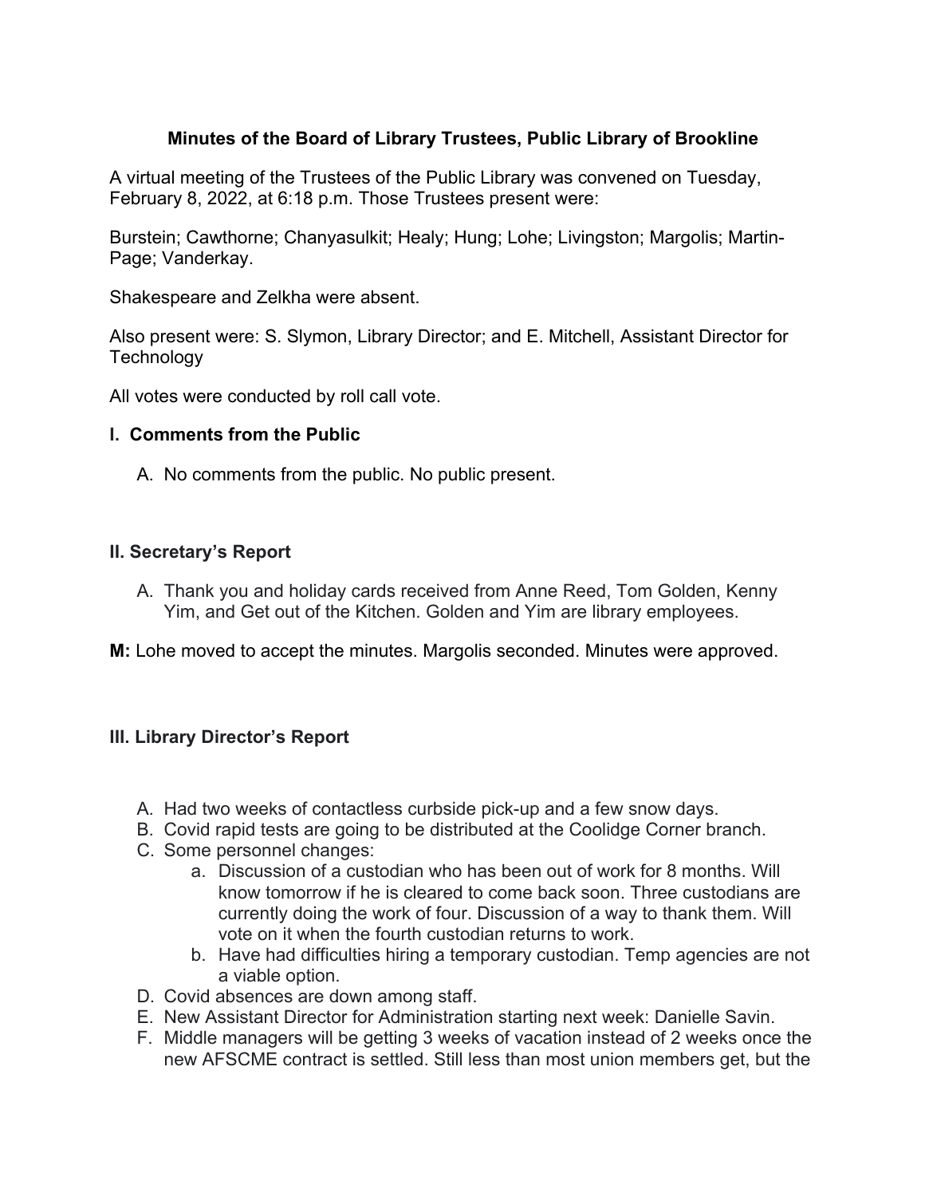**Minutes of the Board of Library Trustees, Public Library of Brookline**

A virtual meeting of the Trustees of the Public Library was convened on Tuesday, February 8, 2022, at 6:18 p.m. Those Trustees present were:

Burstein; Cawthorne; Chanyasulkit; Healy; Hung; Lohe; Livingston; Margolis; Martin-Page; Vanderkay.

Shakespeare and Zelkha were absent.

Also present were: S. Slymon, Library Director; and E. Mitchell, Assistant Director for Technology

All votes were conducted by roll call vote.

## I. Comments from the Public

A. No comments from the public. No public present.

## II. Secretary's Report

A. Thank you and holiday cards received from Anne Reed, Tom Golden, Kenny Yim, and Get out of the Kitchen. Golden and Yim are library employees.

**M:** Lohe moved to accept the minutes. Margolis seconded. Minutes were approved.

## III. Library Director's Report

A. Had two weeks of contactless curbside pick-up and a few snow days.
B. Covid rapid tests are going to be distributed at the Coolidge Corner branch.
C. Some personnel changes:
    a. Discussion of a custodian who has been out of work for 8 months. Will know tomorrow if he is cleared to come back soon. Three custodians are currently doing the work of four. Discussion of a way to thank them. Will vote on it when the fourth custodian returns to work.
    b. Have had difficulties hiring a temporary custodian. Temp agencies are not a viable option.
D. Covid absences are down among staff.
E. New Assistant Director for Administration starting next week: Danielle Savin.
F. Middle managers will be getting 3 weeks of vacation instead of 2 weeks once the new AFSCME contract is settled. Still less than most union members get, but the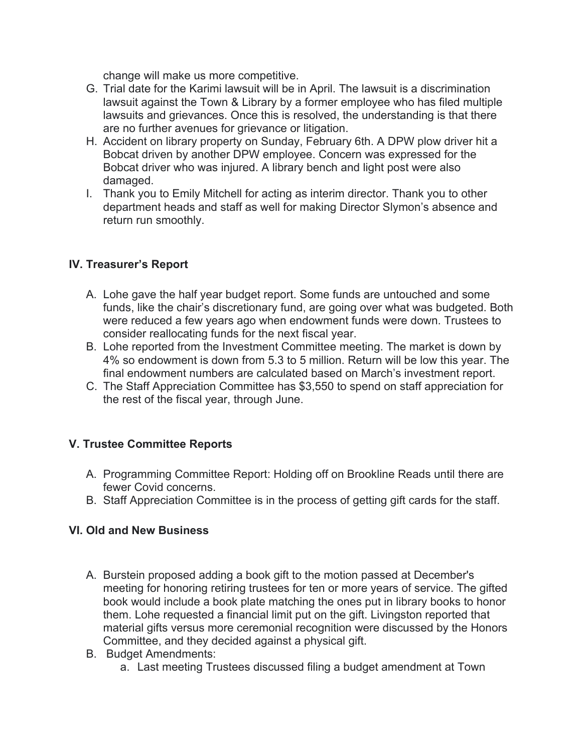change will make us more competitive.

G. Trial date for the Karimi lawsuit will be in April. The lawsuit is a discrimination lawsuit against the Town & Library by a former employee who has filed multiple lawsuits and grievances. Once this is resolved, the understanding is that there are no further avenues for grievance or litigation.
H. Accident on library property on Sunday, February 6th. A DPW plow driver hit a Bobcat driven by another DPW employee. Concern was expressed for the Bobcat driver who was injured. A library bench and light post were also damaged.
I. Thank you to Emily Mitchell for acting as interim director. Thank you to other department heads and staff as well for making Director Slymon's absence and return run smoothly.

## IV. Treasurer's Report

A. Lohe gave the half year budget report. Some funds are untouched and some funds, like the chair's discretionary fund, are going over what was budgeted. Both were reduced a few years ago when endowment funds were down. Trustees to consider reallocating funds for the next fiscal year.
B. Lohe reported from the Investment Committee meeting. The market is down by 4% so endowment is down from 5.3 to 5 million. Return will be low this year. The final endowment numbers are calculated based on March's investment report.
C. The Staff Appreciation Committee has $3,550 to spend on staff appreciation for the rest of the fiscal year, through June.

## V. Trustee Committee Reports

A. Programming Committee Report: Holding off on Brookline Reads until there are fewer Covid concerns.
B. Staff Appreciation Committee is in the process of getting gift cards for the staff.

## VI. Old and New Business

A. Burstein proposed adding a book gift to the motion passed at December's meeting for honoring retiring trustees for ten or more years of service. The gifted book would include a book plate matching the ones put in library books to honor them. Lohe requested a financial limit put on the gift. Livingston reported that material gifts versus more ceremonial recognition were discussed by the Honors Committee, and they decided against a physical gift.
B. Budget Amendments:
   a. Last meeting Trustees discussed filing a budget amendment at Town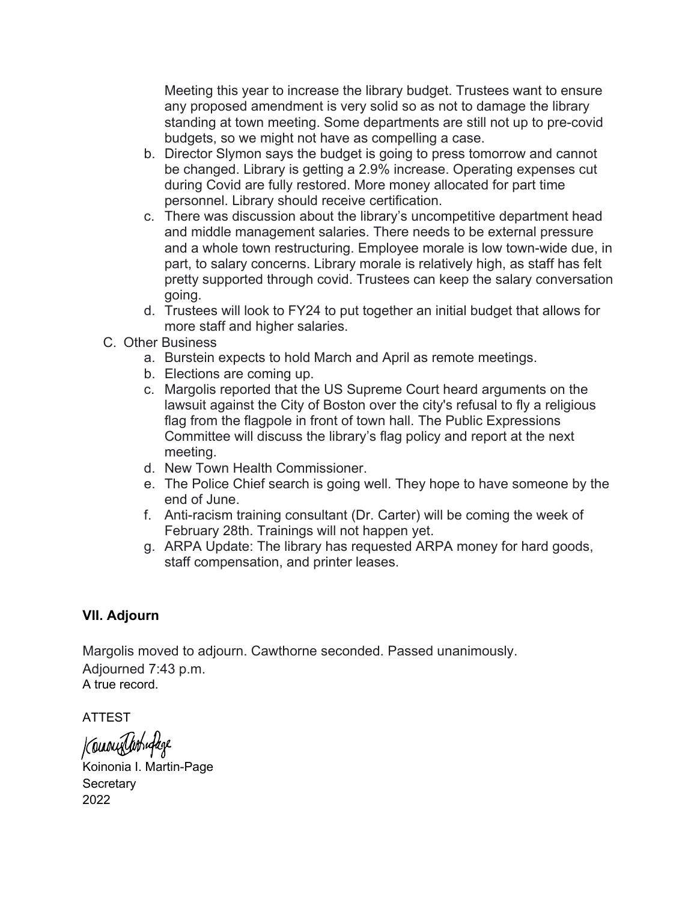Meeting this year to increase the library budget. Trustees want to ensure any proposed amendment is very solid so as not to damage the library standing at town meeting. Some departments are still not up to pre-covid budgets, so we might not have as compelling a case.

b. Director Slymon says the budget is going to press tomorrow and cannot be changed. Library is getting a 2.9% increase. Operating expenses cut during Covid are fully restored. More money allocated for part time personnel. Library should receive certification.
c. There was discussion about the library's uncompetitive department head and middle management salaries. There needs to be external pressure and a whole town restructuring. Employee morale is low town-wide due, in part, to salary concerns. Library morale is relatively high, as staff has felt pretty supported through covid. Trustees can keep the salary conversation going.
d. Trustees will look to FY24 to put together an initial budget that allows for more staff and higher salaries.

C. Other Business
   a. Burstein expects to hold March and April as remote meetings.
   b. Elections are coming up.
   c. Margolis reported that the US Supreme Court heard arguments on the lawsuit against the City of Boston over the city's refusal to fly a religious flag from the flagpole in front of town hall. The Public Expressions Committee will discuss the library's flag policy and report at the next meeting.
   d. New Town Health Commissioner.
   e. The Police Chief search is going well. They hope to have someone by the end of June.
   f. Anti-racism training consultant (Dr. Carter) will be coming the week of February 28th. Trainings will not happen yet.
   g. ARPA Update: The library has requested ARPA money for hard goods, staff compensation, and printer leases.

**VII. Adjourn**

Margolis moved to adjourn. Cawthorne seconded. Passed unanimously.
Adjourned 7:43 p.m.
A true record.

ATTEST

Koinonia I. Martin-Page
Secretary
2022